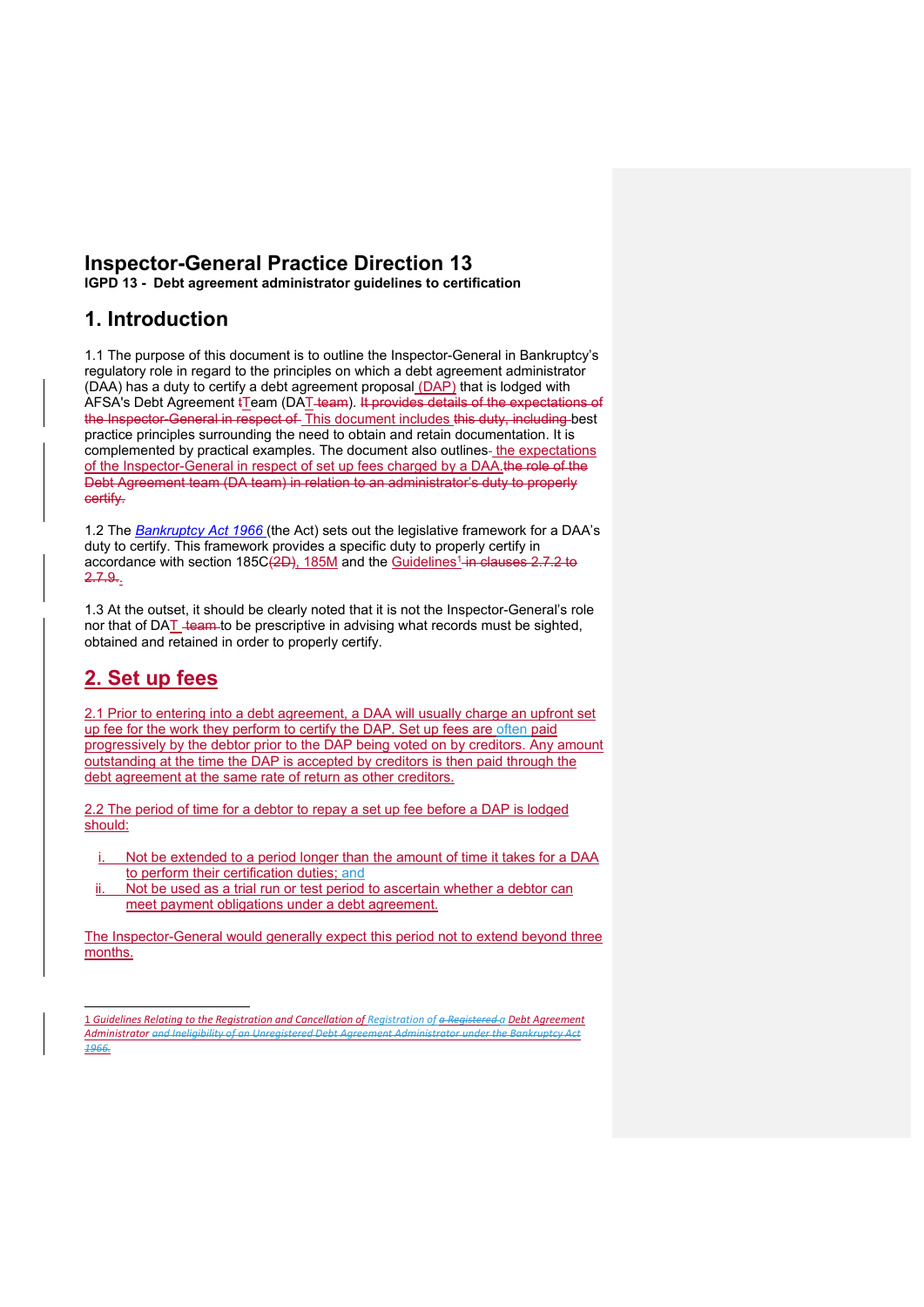# Inspector-General Practice Direction 13

**IGPD 13 - Debt agreement administrator guidelines to certification**

## 1. Introduction

1.1 The purpose of this document is to outline the Inspector-General in Bankruptcy's regulatory role in regard to the principles on which a debt agreement administrator (DAA) has a duty to certify a debt agreement proposal (DAP) that is lodged with AFSA's Debt Agreement ~~t~~Team (DAT~~ team~~). ~~It provides details of the expectations of the Inspector-General in respect of~~ This document includes ~~this duty, including~~ best practice principles surrounding the need to obtain and retain documentation. It is complemented by practical examples. The document also outlines the expectations of the Inspector-General in respect of set up fees charged by a DAA.~~the role of the Debt Agreement team (DA team) in relation to an administrator's duty to properly certify.~~

1.2 The *Bankruptcy Act 1966* (the Act) sets out the legislative framework for a DAA's duty to certify. This framework provides a specific duty to properly certify in accordance with section 185C~~(2D)~~, 185M and the Guidelines[1] ~~in clauses 2.7.2 to 2.7.9~~.

1.3 At the outset, it should be clearly noted that it is not the Inspector-General's role nor that of DAT ~~team~~ to be prescriptive in advising what records must be sighted, obtained and retained in order to properly certify.

## 2. Set up fees

2.1 Prior to entering into a debt agreement, a DAA will usually charge an upfront set up fee for the work they perform to certify the DAP. Set up fees are often paid progressively by the debtor prior to the DAP being voted on by creditors. Any amount outstanding at the time the DAP is accepted by creditors is then paid through the debt agreement at the same rate of return as other creditors.

2.2 The period of time for a debtor to repay a set up fee before a DAP is lodged should:

i. Not be extended to a period longer than the amount of time it takes for a DAA to perform their certification duties; and
ii. Not be used as a trial run or test period to ascertain whether a debtor can meet payment obligations under a debt agreement.

The Inspector-General would generally expect this period not to extend beyond three months.

---

1 *Guidelines Relating to the Registration and Cancellation of Registration of ~~a Registered a~~ Debt Agreement Administrator ~~and Ineligibility of an Unregistered Debt Agreement Administrator under the Bankruptcy Act 1966.~~*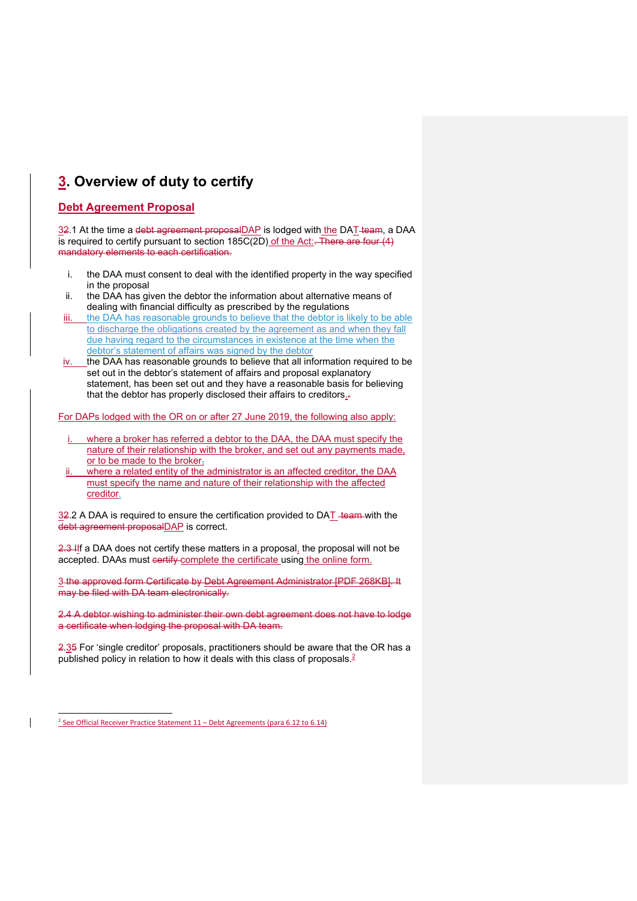# 3. Overview of duty to certify

## Debt Agreement Proposal

3~~2~~.1 At the time a ~~debt agreement proposal~~DAP is lodged with the DAT ~~team~~, a DAA is required to certify pursuant to section 185C(2D) of the Act:~~. There are four (4) mandatory elements to each certification.~~

i. the DAA must consent to deal with the identified property in the way specified in the proposal
ii. the DAA has given the debtor the information about alternative means of dealing with financial difficulty as prescribed by the regulations
iii. the DAA has reasonable grounds to believe that the debtor is likely to be able to discharge the obligations created by the agreement as and when they fall due having regard to the circumstances in existence at the time when the debtor's statement of affairs was signed by the debtor
iv. the DAA has reasonable grounds to believe that all information required to be set out in the debtor's statement of affairs and proposal explanatory statement, has been set out and they have a reasonable basis for believing that the debtor has properly disclosed their affairs to creditors.~~.~~

For DAPs lodged with the OR on or after 27 June 2019, the following also apply:

i. where a broker has referred a debtor to the DAA, the DAA must specify the nature of their relationship with the broker, and set out any payments made, or to be made to the broker~~,~~
ii. where a related entity of the administrator is an affected creditor, the DAA must specify the name and nature of their relationship with the affected creditor.

3~~2~~.2 A DAA is required to ensure the certification provided to DAT ~~team~~ with the ~~debt agreement proposal~~DAP is correct.

~~2.3 I~~If a DAA does not certify these matters in a proposal, the proposal will not be accepted. DAAs must ~~certify~~ complete the certificate using the online form.

~~3 the approved form Certificate by Debt Agreement Administrator [PDF 268KB]. It may be filed with DA team electronically.~~

~~2.4 A debtor wishing to administer their own debt agreement does not have to lodge a certificate when lodging the proposal with DA team.~~

~~2~~.3~~5~~ For 'single creditor' proposals, practitioners should be aware that the OR has a published policy in relation to how it deals with this class of proposals.[2]

---

[2] See Official Receiver Practice Statement 11 – Debt Agreements (para 6.12 to 6.14)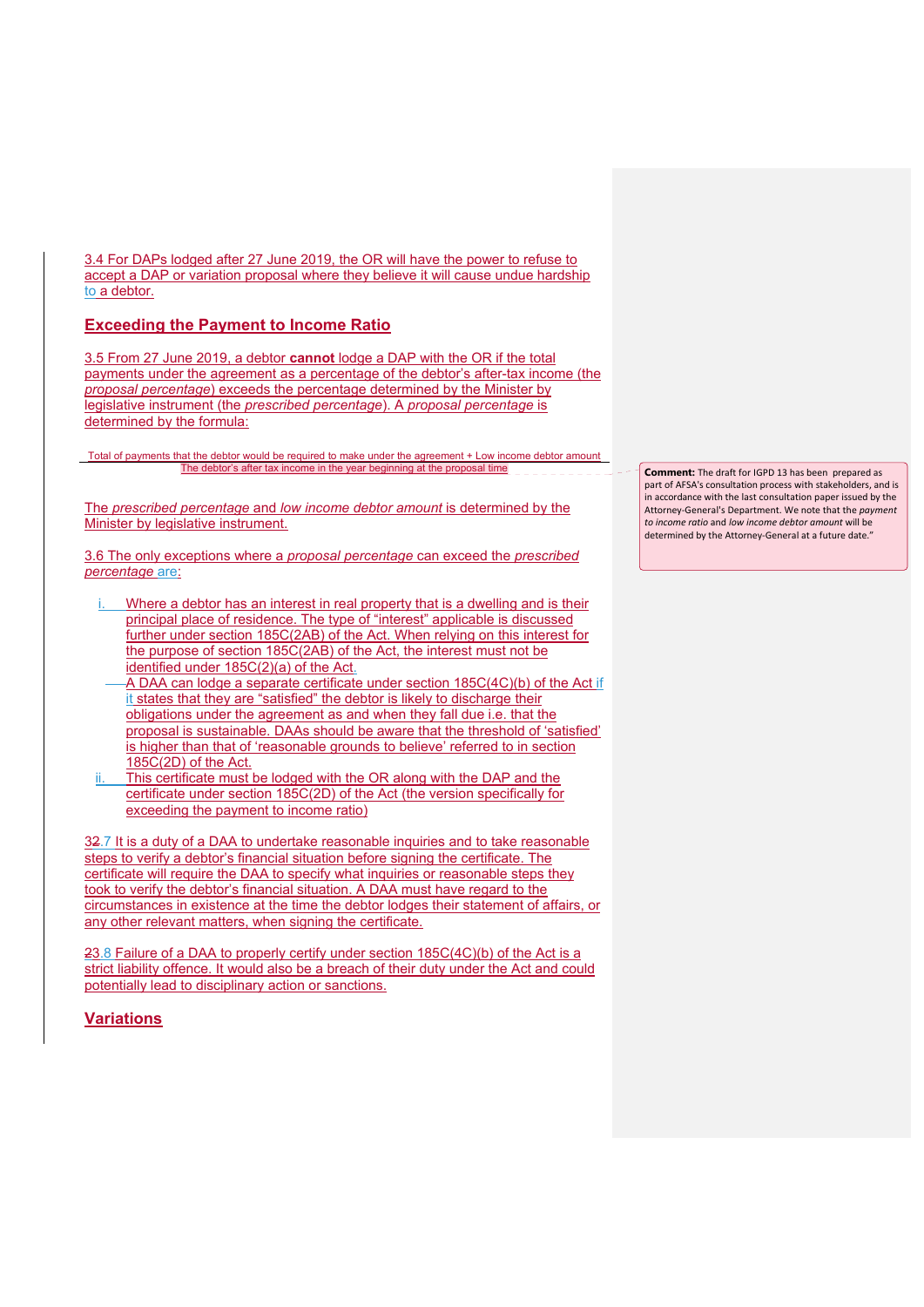3.4 For DAPs lodged after 27 June 2019, the OR will have the power to refuse to accept a DAP or variation proposal where they believe it will cause undue hardship to a debtor.

## Exceeding the Payment to Income Ratio

3.5 From 27 June 2019, a debtor **cannot** lodge a DAP with the OR if the total payments under the agreement as a percentage of the debtor's after-tax income (the *proposal percentage*) exceeds the percentage determined by the Minister by legislative instrument (the *prescribed percentage*). A *proposal percentage* is determined by the formula:

$$\frac{\text{Total of payments that the debtor would be required to make under the agreement + Low income debtor amount}}{\text{The debtor's after tax income in the year beginning at the proposal time}}$$

The *prescribed percentage* and *low income debtor amount* is determined by the Minister by legislative instrument.

3.6 The only exceptions where a *proposal percentage* can exceed the *prescribed percentage* are:

i. Where a debtor has an interest in real property that is a dwelling and is their principal place of residence. The type of "interest" applicable is discussed further under section 185C(2AB) of the Act. When relying on this interest for the purpose of section 185C(2AB) of the Act, the interest must not be identified under 185C(2)(a) of the Act.

- A DAA can lodge a separate certificate under section 185C(4C)(b) of the Act if it states that they are "satisfied" the debtor is likely to discharge their obligations under the agreement as and when they fall due i.e. that the proposal is sustainable. DAAs should be aware that the threshold of 'satisfied' is higher than that of 'reasonable grounds to believe' referred to in section 185C(2D) of the Act.

ii. This certificate must be lodged with the OR along with the DAP and the certificate under section 185C(2D) of the Act (the version specifically for exceeding the payment to income ratio)

3.7 It is a duty of a DAA to undertake reasonable inquiries and to take reasonable steps to verify a debtor's financial situation before signing the certificate. The certificate will require the DAA to specify what inquiries or reasonable steps they took to verify the debtor's financial situation. A DAA must have regard to the circumstances in existence at the time the debtor lodges their statement of affairs, or any other relevant matters, when signing the certificate.

3.8 Failure of a DAA to properly certify under section 185C(4C)(b) of the Act is a strict liability offence. It would also be a breach of their duty under the Act and could potentially lead to disciplinary action or sanctions.

## Variations

**Comment:** The draft for IGPD 13 has been prepared as part of AFSA's consultation process with stakeholders, and is in accordance with the last consultation paper issued by the Attorney-General's Department. We note that the *payment to income ratio* and *low income debtor amount* will be determined by the Attorney-General at a future date."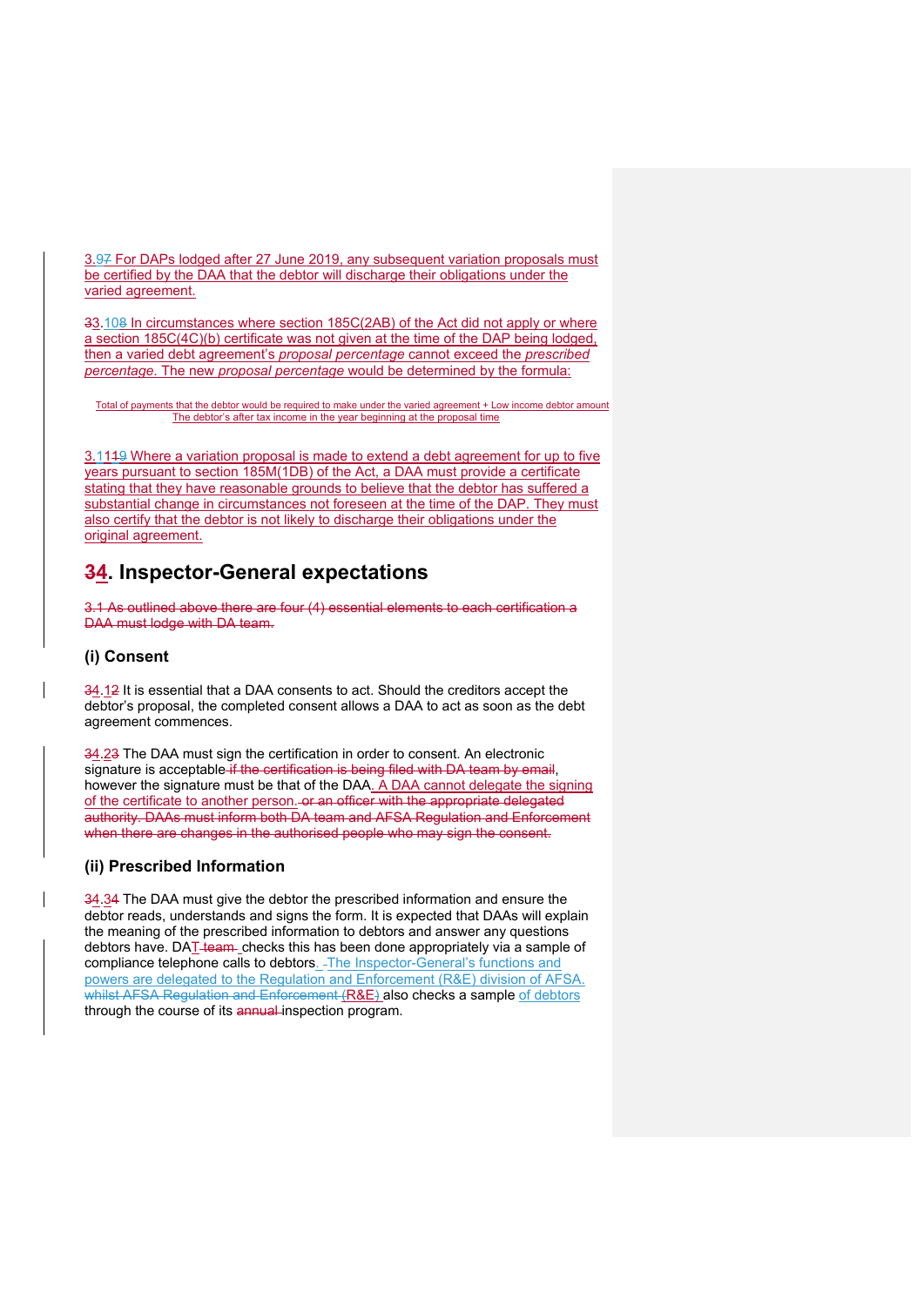3.97 For DAPs lodged after 27 June 2019, any subsequent variation proposals must be certified by the DAA that the debtor will discharge their obligations under the varied agreement.

33.108 In circumstances where section 185C(2AB) of the Act did not apply or where a section 185C(4C)(b) certificate was not given at the time of the DAP being lodged, then a varied debt agreement's *proposal percentage* cannot exceed the *prescribed percentage*. The new *proposal percentage* would be determined by the formula:

$$\frac{\text{Total of payments that the debtor would be required to make under the varied agreement + Low income debtor amount}}{\text{The debtor's after tax income in the year beginning at the proposal time}}$$

3.1119 Where a variation proposal is made to extend a debt agreement for up to five years pursuant to section 185M(1DB) of the Act, a DAA must provide a certificate stating that they have reasonable grounds to believe that the debtor has suffered a substantial change in circumstances not foreseen at the time of the DAP. They must also certify that the debtor is not likely to discharge their obligations under the original agreement.

## 34. Inspector-General expectations

~~3.1 As outlined above there are four (4) essential elements to each certification a DAA must lodge with DA team.~~

### (i) Consent

34.12 It is essential that a DAA consents to act. Should the creditors accept the debtor's proposal, the completed consent allows a DAA to act as soon as the debt agreement commences.

34.23 The DAA must sign the certification in order to consent. An electronic signature is acceptable ~~if the certification is being filed with DA team by email~~, however the signature must be that of the DAA. A DAA cannot delegate the signing of the certificate to another person. ~~or an officer with the appropriate delegated authority. DAAs must inform both DA team and AFSA Regulation and Enforcement when there are changes in the authorised people who may sign the consent.~~

### (ii) Prescribed Information

34.34 The DAA must give the debtor the prescribed information and ensure the debtor reads, understands and signs the form. It is expected that DAAs will explain the meaning of the prescribed information to debtors and answer any questions debtors have. DAT ~~team~~ checks this has been done appropriately via a sample of compliance telephone calls to debtors. The Inspector-General's functions and powers are delegated to the Regulation and Enforcement (R&E) division of AFSA. ~~whilst AFSA Regulation and Enforcement (~~R&E~~)~~ also checks a sample of debtors through the course of its ~~annual~~ inspection program.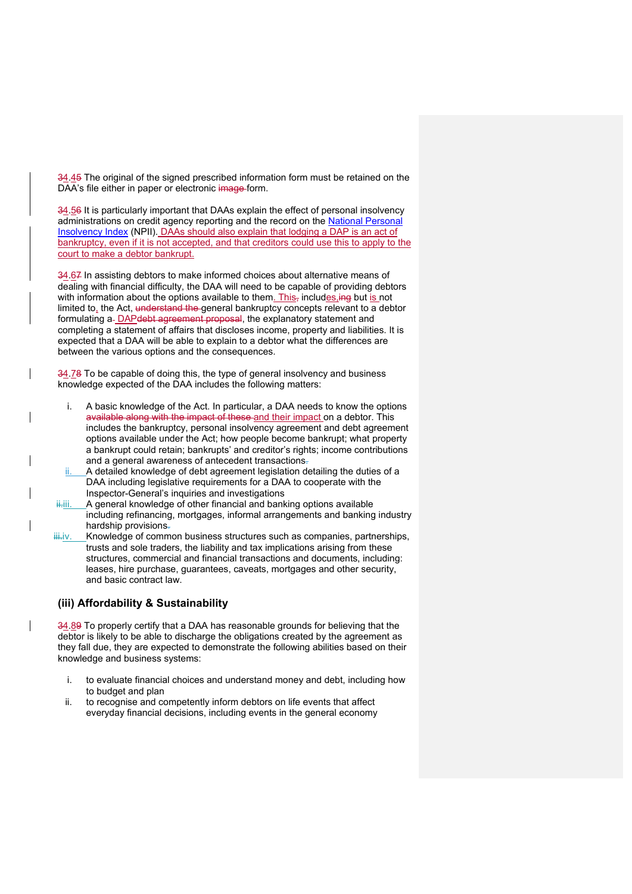~~3~~4.~~4~~5 The original of the signed prescribed information form must be retained on the DAA's file either in paper or electronic ~~image~~ form.

~~3~~4.~~5~~6 It is particularly important that DAAs explain the effect of personal insolvency administrations on credit agency reporting and the record on the National Personal Insolvency Index (NPII). DAAs should also explain that lodging a DAP is an act of bankruptcy, even if it is not accepted, and that creditors could use this to apply to the court to make a debtor bankrupt.

~~3~~4.~~6~~7 In assisting debtors to make informed choices about alternative means of dealing with financial difficulty, the DAA will need to be capable of providing debtors with information about the options available to them. This~~,~~ includes~~ing~~ but is not limited to, the Act, ~~understand the~~ general bankruptcy concepts relevant to a debtor formulating a ~~debt agreement proposal~~ DAP, the explanatory statement and completing a statement of affairs that discloses income, property and liabilities. It is expected that a DAA will be able to explain to a debtor what the differences are between the various options and the consequences.

~~3~~4.~~7~~8 To be capable of doing this, the type of general insolvency and business knowledge expected of the DAA includes the following matters:

i. A basic knowledge of the Act. In particular, a DAA needs to know the options ~~available along with the impact of these~~ and their impact on a debtor. This includes the bankruptcy, personal insolvency agreement and debt agreement options available under the Act; how people become bankrupt; what property a bankrupt could retain; bankrupts' and creditor's rights; income contributions and a general awareness of antecedent transactions~~.~~

ii. A detailed knowledge of debt agreement legislation detailing the duties of a DAA including legislative requirements for a DAA to cooperate with the Inspector-General's inquiries and investigations

~~ii.~~iii. A general knowledge of other financial and banking options available including refinancing, mortgages, informal arrangements and banking industry hardship provisions~~.~~

~~iii.~~iv. Knowledge of common business structures such as companies, partnerships, trusts and sole traders, the liability and tax implications arising from these structures, commercial and financial transactions and documents, including: leases, hire purchase, guarantees, caveats, mortgages and other security, and basic contract law.

## (iii) Affordability & Sustainability

~~3~~4.~~8~~9 To properly certify that a DAA has reasonable grounds for believing that the debtor is likely to be able to discharge the obligations created by the agreement as they fall due, they are expected to demonstrate the following abilities based on their knowledge and business systems:

i. to evaluate financial choices and understand money and debt, including how to budget and plan

ii. to recognise and competently inform debtors on life events that affect everyday financial decisions, including events in the general economy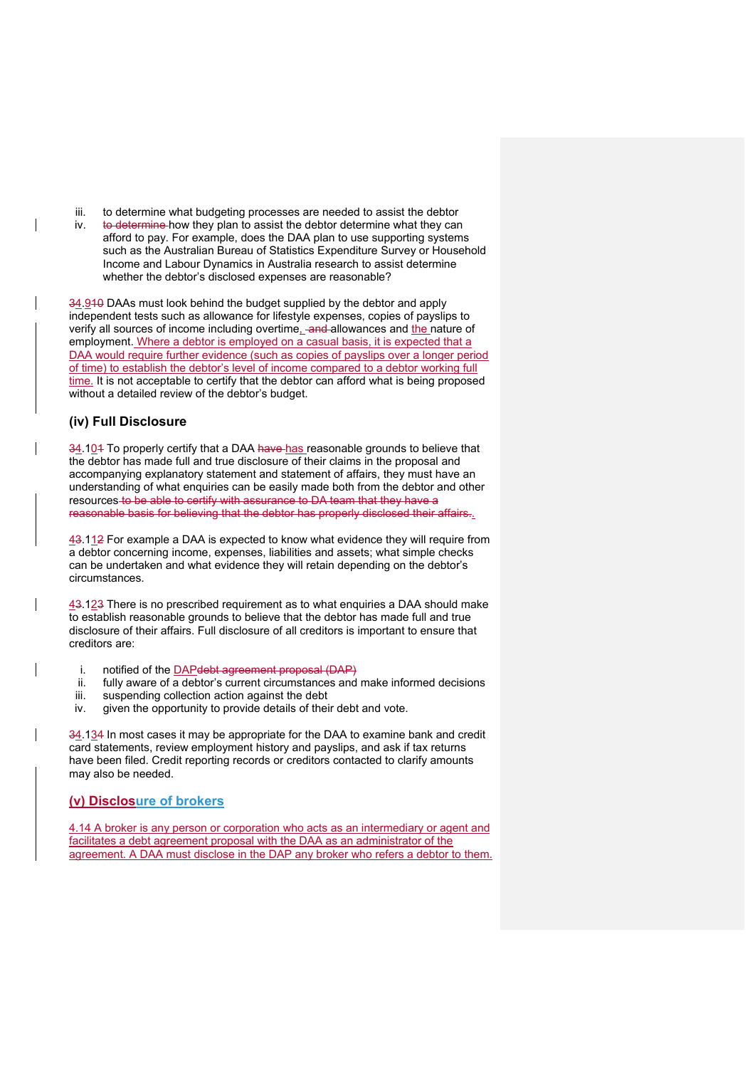iii. to determine what budgeting processes are needed to assist the debtor
iv. ~~to determine~~ how they plan to assist the debtor determine what they can afford to pay. For example, does the DAA plan to use supporting systems such as the Australian Bureau of Statistics Expenditure Survey or Household Income and Labour Dynamics in Australia research to assist determine whether the debtor's disclosed expenses are reasonable?

4.9 DAAs must look behind the budget supplied by the debtor and apply independent tests such as allowance for lifestyle expenses, copies of payslips to verify all sources of income including overtime, ~~and~~ allowances and the nature of employment. Where a debtor is employed on a casual basis, it is expected that a DAA would require further evidence (such as copies of payslips over a longer period of time) to establish the debtor's level of income compared to a debtor working full time. It is not acceptable to certify that the debtor can afford what is being proposed without a detailed review of the debtor's budget.

### (iv) Full Disclosure

4.10 To properly certify that a DAA ~~have~~ has reasonable grounds to believe that the debtor has made full and true disclosure of their claims in the proposal and accompanying explanatory statement and statement of affairs, they must have an understanding of what enquiries can be easily made both from the debtor and other resources ~~to be able to certify with assurance to DA team that they have a reasonable basis for believing that the debtor has properly disclosed their affairs.~~.

4.11 For example a DAA is expected to know what evidence they will require from a debtor concerning income, expenses, liabilities and assets; what simple checks can be undertaken and what evidence they will retain depending on the debtor's circumstances.

4.12 There is no prescribed requirement as to what enquiries a DAA should make to establish reasonable grounds to believe that the debtor has made full and true disclosure of their affairs. Full disclosure of all creditors is important to ensure that creditors are:

i. notified of the DAP~~debt agreement proposal (DAP)~~
ii. fully aware of a debtor's current circumstances and make informed decisions
iii. suspending collection action against the debt
iv. given the opportunity to provide details of their debt and vote.

4.13 In most cases it may be appropriate for the DAA to examine bank and credit card statements, review employment history and payslips, and ask if tax returns have been filed. Credit reporting records or creditors contacted to clarify amounts may also be needed.

### (v) Disclosure of brokers

4.14 A broker is any person or corporation who acts as an intermediary or agent and facilitates a debt agreement proposal with the DAA as an administrator of the agreement. A DAA must disclose in the DAP any broker who refers a debtor to them.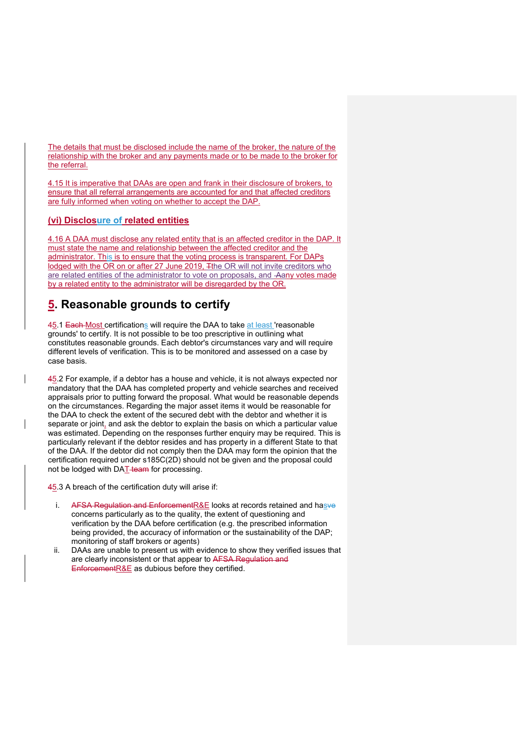The details that must be disclosed include the name of the broker, the nature of the relationship with the broker and any payments made or to be made to the broker for the referral.

4.15 It is imperative that DAAs are open and frank in their disclosure of brokers, to ensure that all referral arrangements are accounted for and that affected creditors are fully informed when voting on whether to accept the DAP.

### (vi) Disclosure of related entities

4.16 A DAA must disclose any related entity that is an affected creditor in the DAP. It must state the name and relationship between the affected creditor and the administrator. This is to ensure that the voting process is transparent. For DAPs lodged with the OR on or after 27 June 2019, ~~T~~the OR will not invite creditors who are related entities of the administrator to vote on proposals, and ~~A~~any votes made by a related entity to the administrator will be disregarded by the OR.

## 5. Reasonable grounds to certify

~~4~~5.1 ~~Each~~ Most certifications will require the DAA to take at least 'reasonable grounds' to certify. It is not possible to be too prescriptive in outlining what constitutes reasonable grounds. Each debtor's circumstances vary and will require different levels of verification. This is to be monitored and assessed on a case by case basis.

~~4~~5.2 For example, if a debtor has a house and vehicle, it is not always expected nor mandatory that the DAA has completed property and vehicle searches and received appraisals prior to putting forward the proposal. What would be reasonable depends on the circumstances. Regarding the major asset items it would be reasonable for the DAA to check the extent of the secured debt with the debtor and whether it is separate or joint, and ask the debtor to explain the basis on which a particular value was estimated. Depending on the responses further enquiry may be required. This is particularly relevant if the debtor resides and has property in a different State to that of the DAA. If the debtor did not comply then the DAA may form the opinion that the certification required under s185C(2D) should not be given and the proposal could not be lodged with DAT ~~team~~ for processing.

~~4~~5.3 A breach of the certification duty will arise if:

i. ~~AFSA Regulation and Enforcement~~R&E looks at records retained and has~~ve~~ concerns particularly as to the quality, the extent of questioning and verification by the DAA before certification (e.g. the prescribed information being provided, the accuracy of information or the sustainability of the DAP; monitoring of staff brokers or agents)

ii. DAAs are unable to present us with evidence to show they verified issues that are clearly inconsistent or that appear to ~~AFSA Regulation and Enforcement~~R&E as dubious before they certified.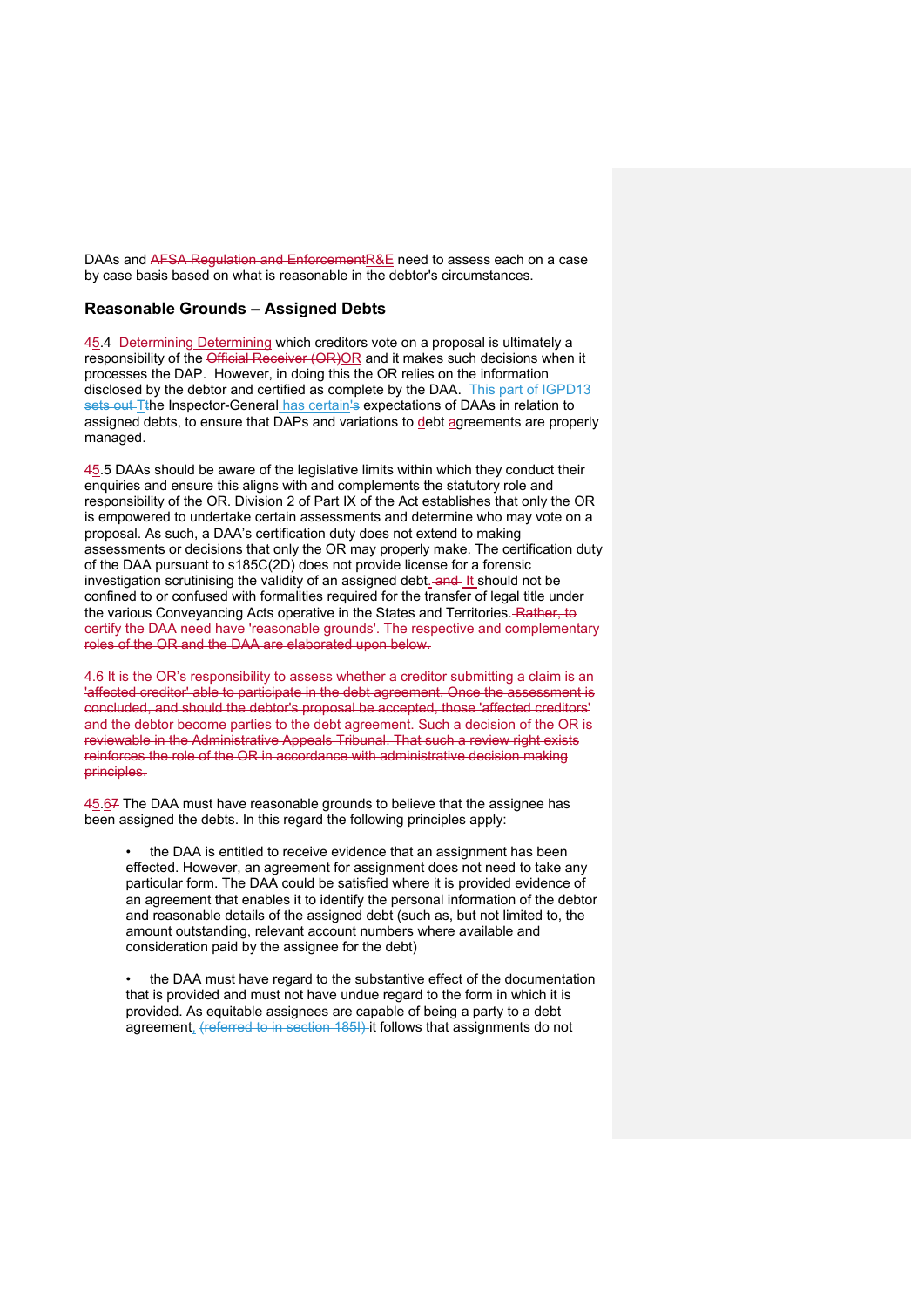DAAs and ~~AFSA Regulation and Enforcement~~R&E need to assess each on a case by case basis based on what is reasonable in the debtor's circumstances.

### Reasonable Grounds – Assigned Debts

~~4~~5.4 ~~Determining~~ Determining which creditors vote on a proposal is ultimately a responsibility of the ~~Official Receiver (OR)~~OR and it makes such decisions when it processes the DAP. However, in doing this the OR relies on the information disclosed by the debtor and certified as complete by the DAA. ~~This part of IGPD13 sets out T~~the Inspector-General has certain~~'s~~ expectations of DAAs in relation to assigned debts, to ensure that DAPs and variations to debt agreements are properly managed.

~~4~~5.5 DAAs should be aware of the legislative limits within which they conduct their enquiries and ensure this aligns with and complements the statutory role and responsibility of the OR. Division 2 of Part IX of the Act establishes that only the OR is empowered to undertake certain assessments and determine who may vote on a proposal. As such, a DAA's certification duty does not extend to making assessments or decisions that only the OR may properly make. The certification duty of the DAA pursuant to s185C(2D) does not provide license for a forensic investigation scrutinising the validity of an assigned debt.~~ and~~ It should not be confined to or confused with formalities required for the transfer of legal title under the various Conveyancing Acts operative in the States and Territories.~~ Rather, to certify the DAA need have 'reasonable grounds'. The respective and complementary roles of the OR and the DAA are elaborated upon below.~~

~~4.6 It is the OR's responsibility to assess whether a creditor submitting a claim is an 'affected creditor' able to participate in the debt agreement. Once the assessment is concluded, and should the debtor's proposal be accepted, those 'affected creditors' and the debtor become parties to the debt agreement. Such a decision of the OR is reviewable in the Administrative Appeals Tribunal. That such a review right exists reinforces the role of the OR in accordance with administrative decision making principles.~~

~~4~~5.6~~7~~ The DAA must have reasonable grounds to believe that the assignee has been assigned the debts. In this regard the following principles apply:

- the DAA is entitled to receive evidence that an assignment has been effected. However, an agreement for assignment does not need to take any particular form. The DAA could be satisfied where it is provided evidence of an agreement that enables it to identify the personal information of the debtor and reasonable details of the assigned debt (such as, but not limited to, the amount outstanding, relevant account numbers where available and consideration paid by the assignee for the debt)

- the DAA must have regard to the substantive effect of the documentation that is provided and must not have undue regard to the form in which it is provided. As equitable assignees are capable of being a party to a debt agreement, ~~(referred to in section 185I)~~ it follows that assignments do not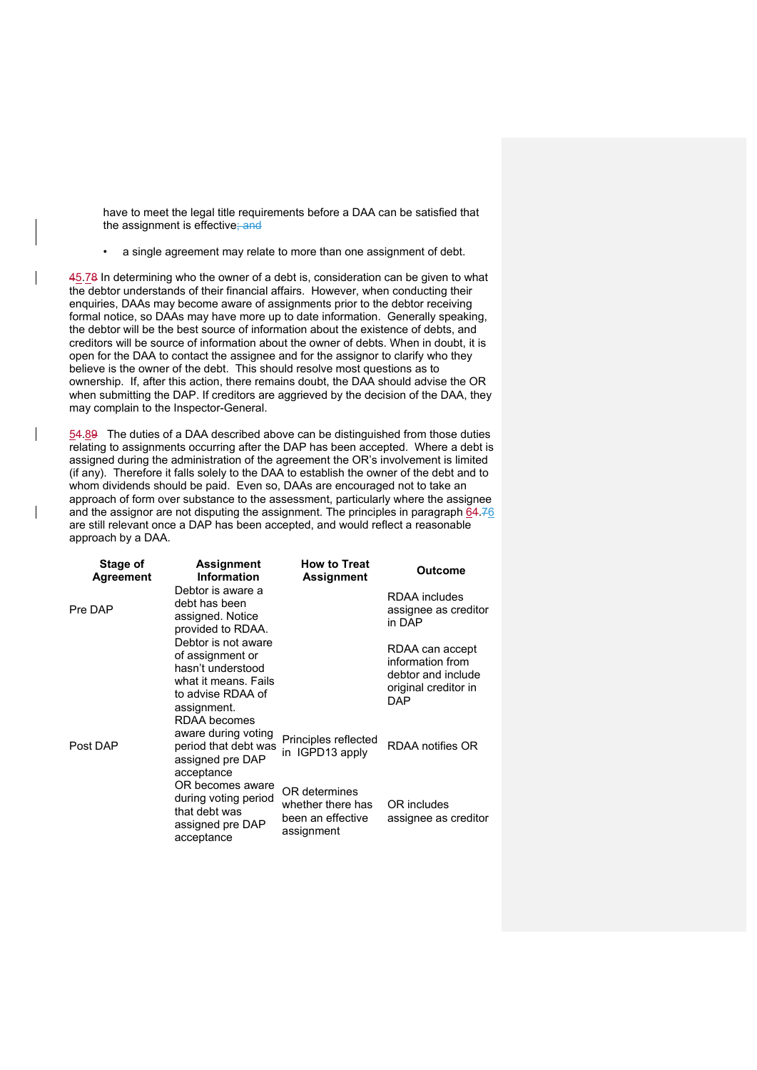have to meet the legal title requirements before a DAA can be satisfied that the assignment is effective~~; and~~

- a single agreement may relate to more than one assignment of debt.

45.~~78~~ In determining who the owner of a debt is, consideration can be given to what the debtor understands of their financial affairs. However, when conducting their enquiries, DAAs may become aware of assignments prior to the debtor receiving formal notice, so DAAs may have more up to date information. Generally speaking, the debtor will be the best source of information about the existence of debts, and creditors will be source of information about the owner of debts. When in doubt, it is open for the DAA to contact the assignee and for the assignor to clarify who they believe is the owner of the debt. This should resolve most questions as to ownership. If, after this action, there remains doubt, the DAA should advise the OR when submitting the DAP. If creditors are aggrieved by the decision of the DAA, they may complain to the Inspector-General.

54.~~89~~ The duties of a DAA described above can be distinguished from those duties relating to assignments occurring after the DAP has been accepted. Where a debt is assigned during the administration of the agreement the OR's involvement is limited (if any). Therefore it falls solely to the DAA to establish the owner of the debt and to whom dividends should be paid. Even so, DAAs are encouraged not to take an approach of form over substance to the assessment, particularly where the assignee and the assignor are not disputing the assignment. The principles in paragraph 64.~~76~~ are still relevant once a DAP has been accepted, and would reflect a reasonable approach by a DAA.

| Stage of Agreement | Assignment Information | How to Treat Assignment | Outcome |
|---|---|---|---|
| Pre DAP | Debtor is aware a debt has been assigned. Notice provided to RDAA. | | RDAA includes assignee as creditor in DAP |
| | Debtor is not aware of assignment or hasn't understood what it means. Fails to advise RDAA of assignment. | | RDAA can accept information from debtor and include original creditor in DAP |
| Post DAP | RDAA becomes aware during voting period that debt was assigned pre DAP acceptance | Principles reflected in IGPD13 apply | RDAA notifies OR |
| | OR becomes aware during voting period that debt was assigned pre DAP acceptance | OR determines whether there has been an effective assignment | OR includes assignee as creditor |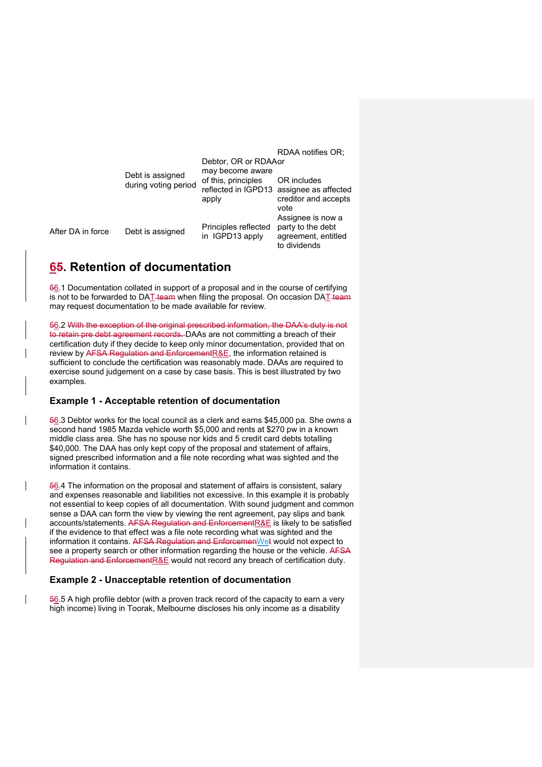|  |  |  |  |
|---|---|---|---|
|  | Debt is assigned during voting period | Debtor, OR or RDAA may become aware of this, principles reflected in IGPD13 apply | RDAA notifies OR; or<br><br>OR includes assignee as affected creditor and accepts vote |
| After DA in force | Debt is assigned | Principles reflected in IGPD13 apply | Assignee is now a party to the debt agreement, entitled to dividends |

## 6. Retention of documentation

6.1 Documentation collated in support of a proposal and in the course of certifying is not to be forwarded to DAT when filing the proposal. On occasion DAT may request documentation to be made available for review.

6.2 DAAs are not committing a breach of their certification duty if they decide to keep only minor documentation, provided that on review by R&E, the information retained is sufficient to conclude the certification was reasonably made. DAAs are required to exercise sound judgement on a case by case basis. This is best illustrated by two examples.

### Example 1 - Acceptable retention of documentation

6.3 Debtor works for the local council as a clerk and earns $45,000 pa. She owns a second hand 1985 Mazda vehicle worth $5,000 and rents at $270 pw in a known middle class area. She has no spouse nor kids and 5 credit card debts totalling $40,000. The DAA has only kept copy of the proposal and statement of affairs, signed prescribed information and a file note recording what was sighted and the information it contains.

6.4 The information on the proposal and statement of affairs is consistent, salary and expenses reasonable and liabilities not excessive. In this example it is probably not essential to keep copies of all documentation. With sound judgment and common sense a DAA can form the view by viewing the rent agreement, pay slips and bank accounts/statements. R&E is likely to be satisfied if the evidence to that effect was a file note recording what was sighted and the information it contains. We would not expect to see a property search or other information regarding the house or the vehicle. R&E would not record any breach of certification duty.

### Example 2 - Unacceptable retention of documentation

6.5 A high profile debtor (with a proven track record of the capacity to earn a very high income) living in Toorak, Melbourne discloses his only income as a disability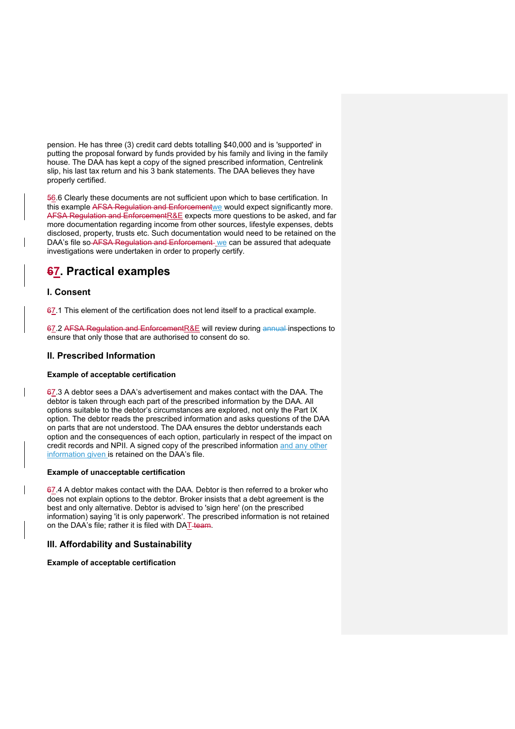pension. He has three (3) credit card debts totalling $40,000 and is 'supported' in putting the proposal forward by funds provided by his family and living in the family house. The DAA has kept a copy of the signed prescribed information, Centrelink slip, his last tax return and his 3 bank statements. The DAA believes they have properly certified.

~~5~~6.6 Clearly these documents are not sufficient upon which to base certification. In this example ~~AFSA Regulation and Enforcement~~we would expect significantly more. ~~AFSA Regulation and Enforcement~~R&E expects more questions to be asked, and far more documentation regarding income from other sources, lifestyle expenses, debts disclosed, property, trusts etc. Such documentation would need to be retained on the DAA's file so ~~AFSA Regulation and Enforcement~~ we can be assured that adequate investigations were undertaken in order to properly certify.

# ~~6~~7. Practical examples

## I. Consent

~~6~~7.1 This element of the certification does not lend itself to a practical example.

~~6~~7.2 ~~AFSA Regulation and Enforcement~~R&E will review during ~~annual~~ inspections to ensure that only those that are authorised to consent do so.

## II. Prescribed Information

**Example of acceptable certification**

~~6~~7.3 A debtor sees a DAA's advertisement and makes contact with the DAA. The debtor is taken through each part of the prescribed information by the DAA. All options suitable to the debtor's circumstances are explored, not only the Part IX option. The debtor reads the prescribed information and asks questions of the DAA on parts that are not understood. The DAA ensures the debtor understands each option and the consequences of each option, particularly in respect of the impact on credit records and NPII. A signed copy of the prescribed information and any other information given is retained on the DAA's file.

**Example of unacceptable certification**

~~6~~7.4 A debtor makes contact with the DAA. Debtor is then referred to a broker who does not explain options to the debtor. Broker insists that a debt agreement is the best and only alternative. Debtor is advised to 'sign here' (on the prescribed information) saying 'it is only paperwork'. The prescribed information is not retained on the DAA's file; rather it is filed with DAT~~ team~~.

## III. Affordability and Sustainability

**Example of acceptable certification**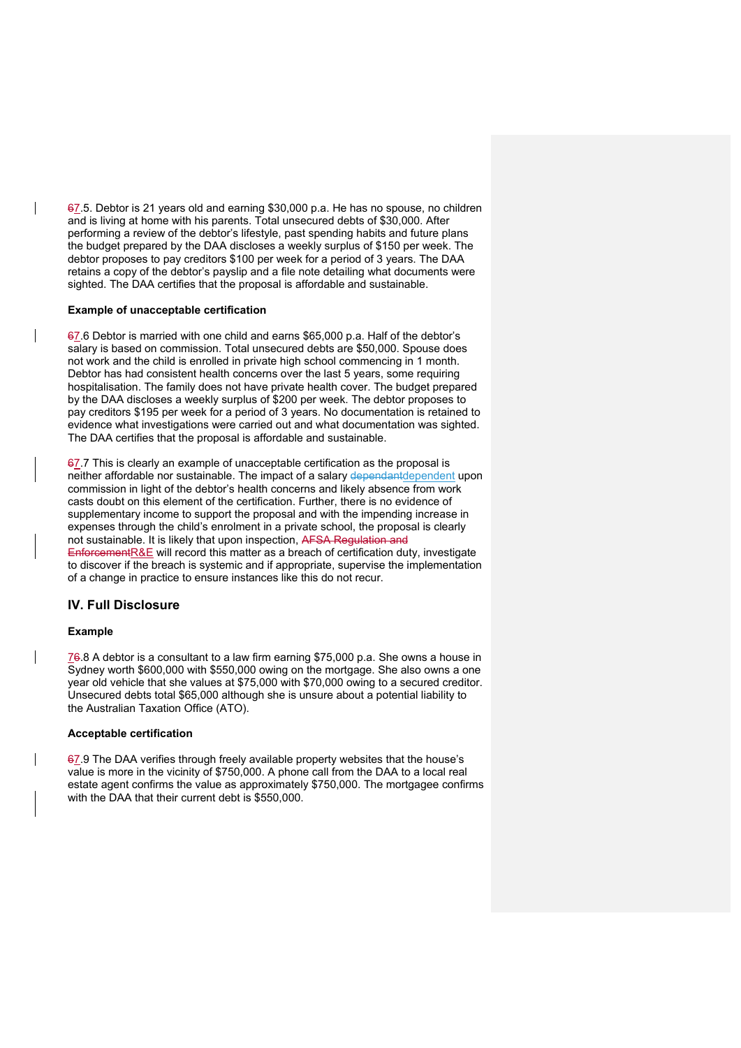~~6~~7.5. Debtor is 21 years old and earning $30,000 p.a. He has no spouse, no children and is living at home with his parents. Total unsecured debts of $30,000. After performing a review of the debtor's lifestyle, past spending habits and future plans the budget prepared by the DAA discloses a weekly surplus of $150 per week. The debtor proposes to pay creditors $100 per week for a period of 3 years. The DAA retains a copy of the debtor's payslip and a file note detailing what documents were sighted. The DAA certifies that the proposal is affordable and sustainable.

**Example of unacceptable certification**

~~6~~7.6 Debtor is married with one child and earns $65,000 p.a. Half of the debtor's salary is based on commission. Total unsecured debts are $50,000. Spouse does not work and the child is enrolled in private high school commencing in 1 month. Debtor has had consistent health concerns over the last 5 years, some requiring hospitalisation. The family does not have private health cover. The budget prepared by the DAA discloses a weekly surplus of $200 per week. The debtor proposes to pay creditors $195 per week for a period of 3 years. No documentation is retained to evidence what investigations were carried out and what documentation was sighted. The DAA certifies that the proposal is affordable and sustainable.

~~6~~7.7 This is clearly an example of unacceptable certification as the proposal is neither affordable nor sustainable. The impact of a salary ~~dependant~~dependent upon commission in light of the debtor's health concerns and likely absence from work casts doubt on this element of the certification. Further, there is no evidence of supplementary income to support the proposal and with the impending increase in expenses through the child's enrolment in a private school, the proposal is clearly not sustainable. It is likely that upon inspection, ~~AFSA Regulation and Enforcement~~R&E will record this matter as a breach of certification duty, investigate to discover if the breach is systemic and if appropriate, supervise the implementation of a change in practice to ensure instances like this do not recur.

## IV. Full Disclosure

**Example**

7~~6~~.8 A debtor is a consultant to a law firm earning $75,000 p.a. She owns a house in Sydney worth $600,000 with $550,000 owing on the mortgage. She also owns a one year old vehicle that she values at $75,000 with $70,000 owing to a secured creditor. Unsecured debts total $65,000 although she is unsure about a potential liability to the Australian Taxation Office (ATO).

**Acceptable certification**

~~6~~7.9 The DAA verifies through freely available property websites that the house's value is more in the vicinity of $750,000. A phone call from the DAA to a local real estate agent confirms the value as approximately $750,000. The mortgagee confirms with the DAA that their current debt is $550,000.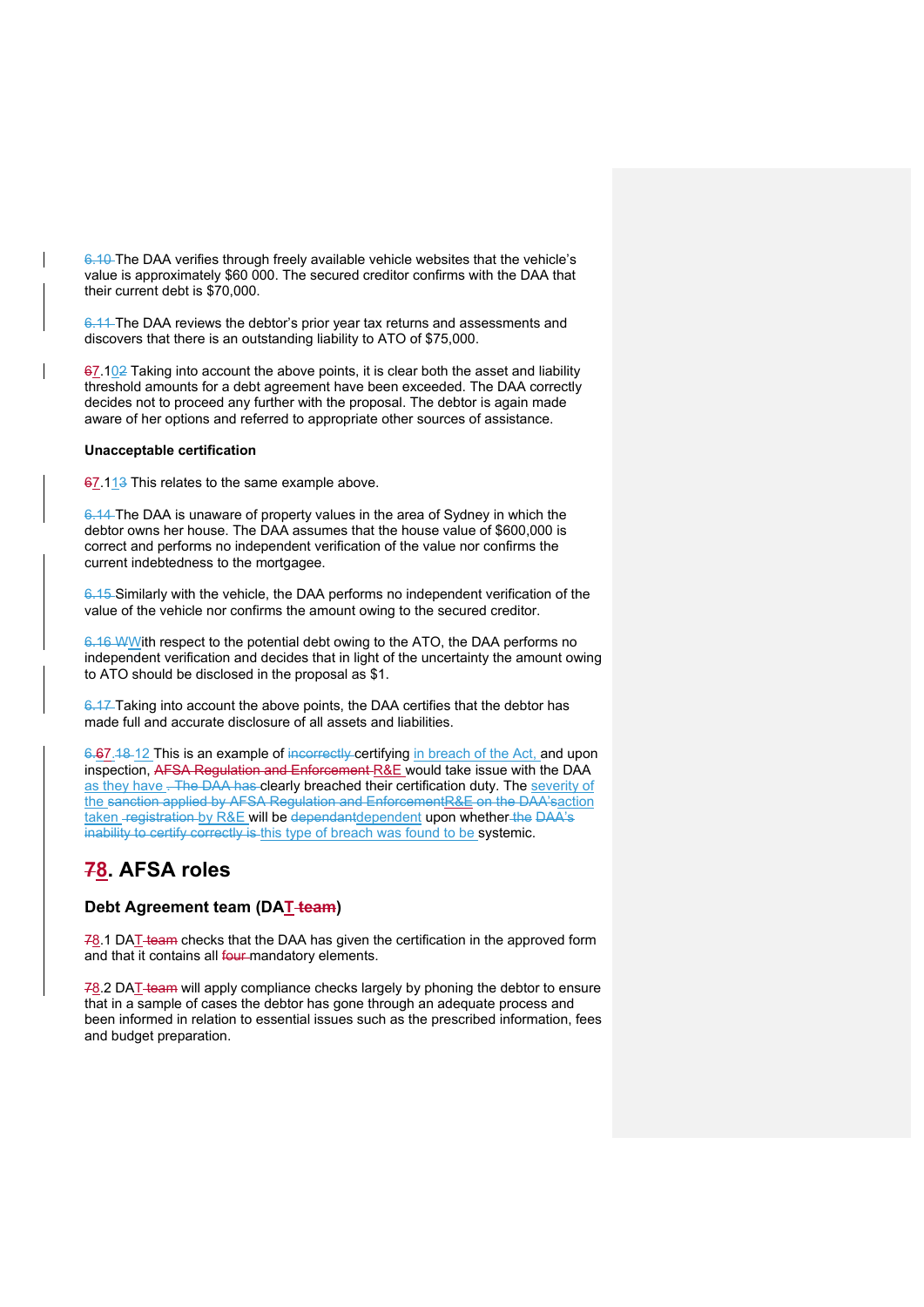The DAA verifies through freely available vehicle websites that the vehicle's value is approximately $60 000. The secured creditor confirms with the DAA that their current debt is $70,000.

The DAA reviews the debtor's prior year tax returns and assessments and discovers that there is an outstanding liability to ATO of $75,000.

7.10 Taking into account the above points, it is clear both the asset and liability threshold amounts for a debt agreement have been exceeded. The DAA correctly decides not to proceed any further with the proposal. The debtor is again made aware of her options and referred to appropriate other sources of assistance.

**Unacceptable certification**

7.11 This relates to the same example above.

The DAA is unaware of property values in the area of Sydney in which the debtor owns her house. The DAA assumes that the house value of $600,000 is correct and performs no independent verification of the value nor confirms the current indebtedness to the mortgagee.

Similarly with the vehicle, the DAA performs no independent verification of the value of the vehicle nor confirms the amount owing to the secured creditor.

With respect to the potential debt owing to the ATO, the DAA performs no independent verification and decides that in light of the uncertainty the amount owing to ATO should be disclosed in the proposal as $1.

Taking into account the above points, the DAA certifies that the debtor has made full and accurate disclosure of all assets and liabilities.

7.12 This is an example of certifying in breach of the Act, and upon inspection, R&E would take issue with the DAA as they have clearly breached their certification duty. The severity of the action taken by R&E will be dependent upon whether this type of breach was found to be systemic.

# 8. AFSA roles

### Debt Agreement team (DAT)

8.1 DAT checks that the DAA has given the certification in the approved form and that it contains all mandatory elements.

8.2 DAT will apply compliance checks largely by phoning the debtor to ensure that in a sample of cases the debtor has gone through an adequate process and been informed in relation to essential issues such as the prescribed information, fees and budget preparation.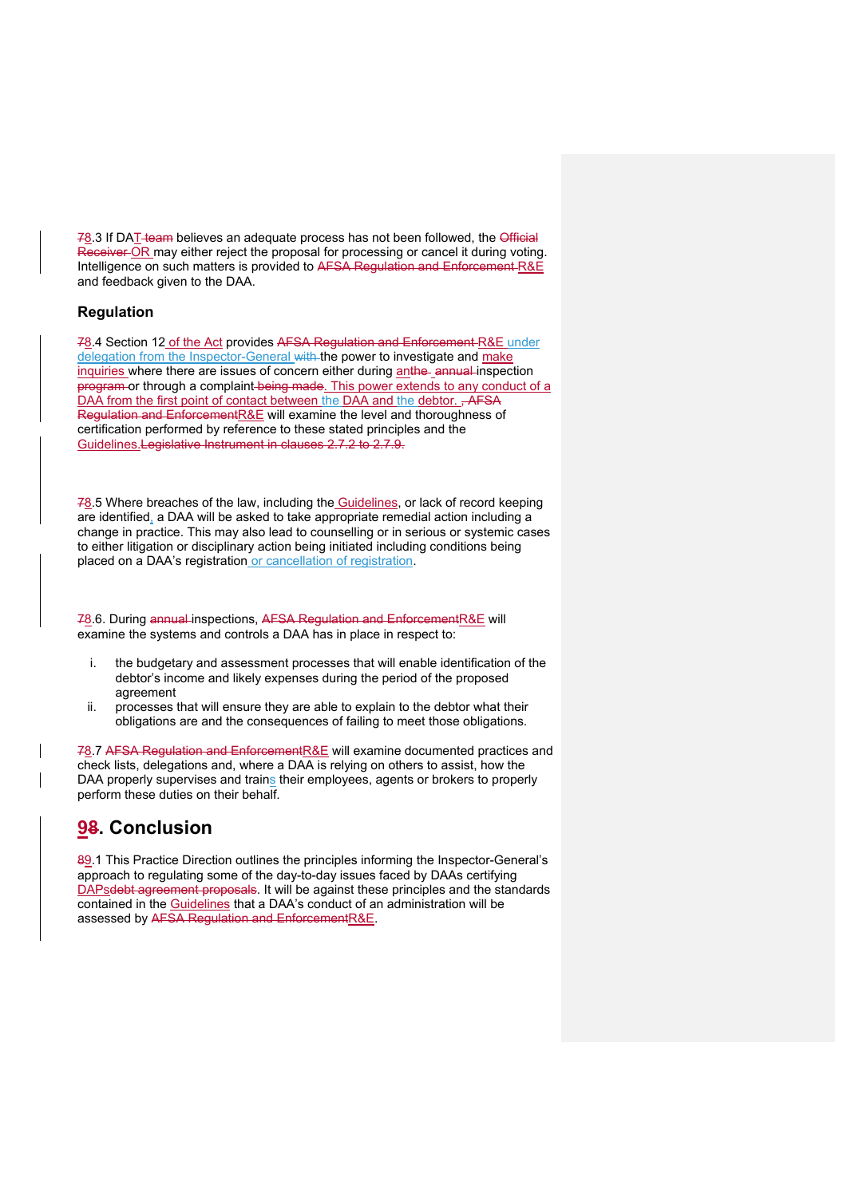~~7~~8.3 If DAT ~~team~~ believes an adequate process has not been followed, the ~~Official Receiver~~ OR may either reject the proposal for processing or cancel it during voting. Intelligence on such matters is provided to ~~AFSA Regulation and Enforcement~~ R&E and feedback given to the DAA.

### Regulation

~~7~~8.4 Section 12 of the Act provides ~~AFSA Regulation and Enforcement~~ R&E under delegation from the Inspector-General ~~with~~ the power to investigate and make inquiries where there are issues of concern either during an~~the~~ ~~annual~~ inspection ~~program~~ or through a complaint ~~being made~~. This power extends to any conduct of a DAA from the first point of contact between the DAA and the debtor. ~~, AFSA Regulation and Enforcement~~R&E will examine the level and thoroughness of certification performed by reference to these stated principles and the Guidelines.~~Legislative Instrument in clauses 2.7.2 to 2.7.9.~~

~~7~~8.5 Where breaches of the law, including the Guidelines, or lack of record keeping are identified, a DAA will be asked to take appropriate remedial action including a change in practice. This may also lead to counselling or in serious or systemic cases to either litigation or disciplinary action being initiated including conditions being placed on a DAA's registration or cancellation of registration.

~~7~~8.6. During ~~annual~~ inspections, ~~AFSA Regulation and Enforcement~~R&E will examine the systems and controls a DAA has in place in respect to:

i. the budgetary and assessment processes that will enable identification of the debtor's income and likely expenses during the period of the proposed agreement

ii. processes that will ensure they are able to explain to the debtor what their obligations are and the consequences of failing to meet those obligations.

~~7~~8.7 ~~AFSA Regulation and Enforcement~~R&E will examine documented practices and check lists, delegations and, where a DAA is relying on others to assist, how the DAA properly supervises and trains their employees, agents or brokers to properly perform these duties on their behalf.

## 9~~8~~. Conclusion

~~8~~9.1 This Practice Direction outlines the principles informing the Inspector-General's approach to regulating some of the day-to-day issues faced by DAAs certifying DAPs~~debt agreement proposals~~. It will be against these principles and the standards contained in the Guidelines that a DAA's conduct of an administration will be assessed by ~~AFSA Regulation and Enforcement~~R&E.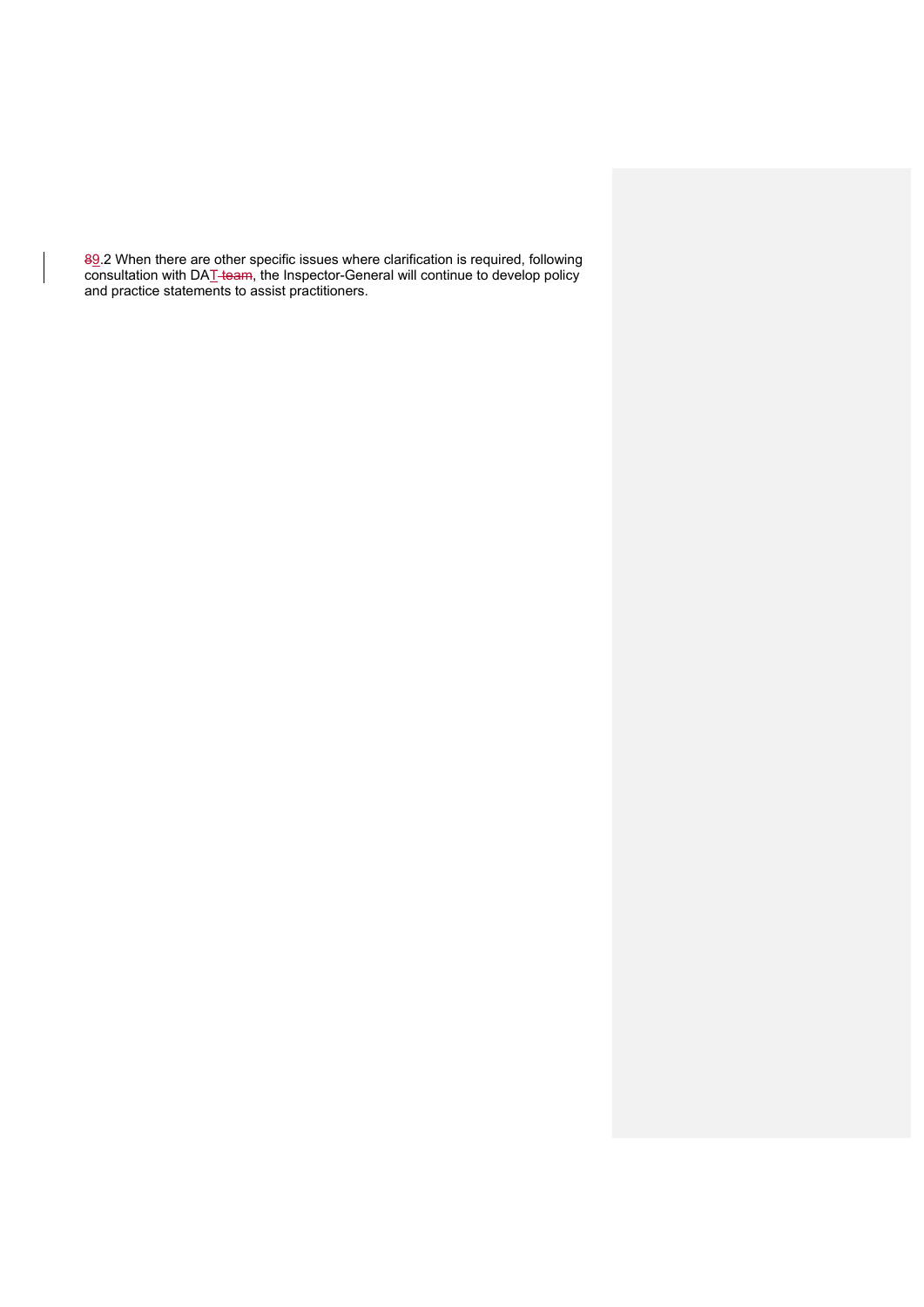89.2 When there are other specific issues where clarification is required, following consultation with DAT team, the Inspector-General will continue to develop policy and practice statements to assist practitioners.